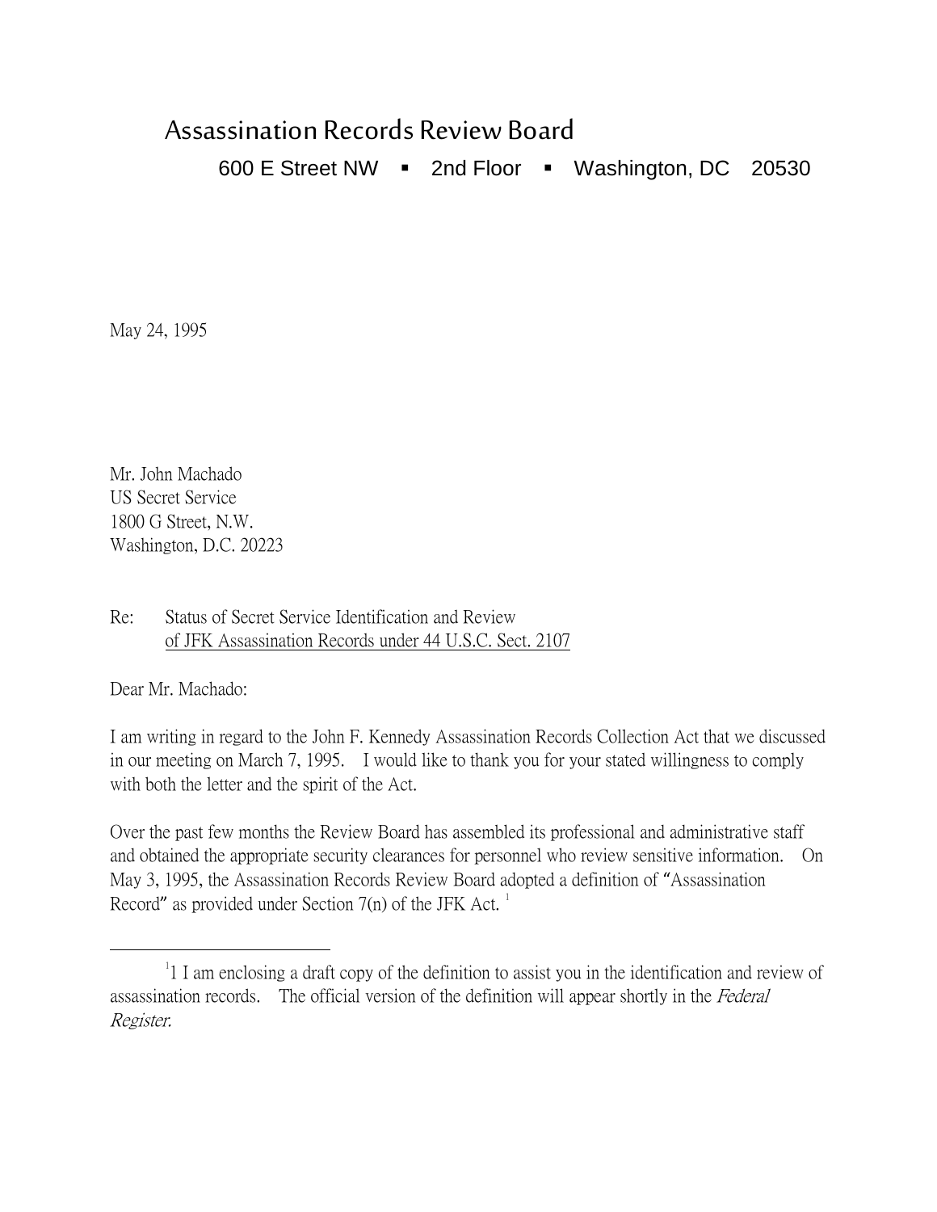# Assassination Records Review Board

600 E Street NW ▪ 2nd Floor ▪ Washington, DC 20530

May 24, 1995

Mr. John Machado
US Secret Service
1800 G Street, N.W.
Washington, D.C. 20223

Re: Status of Secret Service Identification and Review
of JFK Assassination Records under 44 U.S.C. Sect. 2107

Dear Mr. Machado:

I am writing in regard to the John F. Kennedy Assassination Records Collection Act that we discussed in our meeting on March 7, 1995. I would like to thank you for your stated willingness to comply with both the letter and the spirit of the Act.

Over the past few months the Review Board has assembled its professional and administrative staff and obtained the appropriate security clearances for personnel who review sensitive information. On May 3, 1995, the Assassination Records Review Board adopted a definition of "Assassination Record" as provided under Section 7(n) of the JFK Act. [1]

---

[1] 1 I am enclosing a draft copy of the definition to assist you in the identification and review of assassination records. The official version of the definition will appear shortly in the *Federal Register*.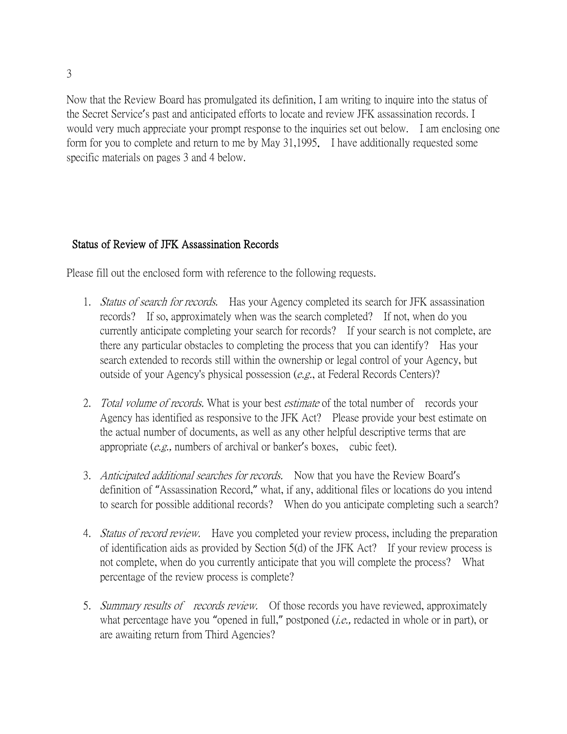Now that the Review Board has promulgated its definition, I am writing to inquire into the status of the Secret Service's past and anticipated efforts to locate and review JFK assassination records. I would very much appreciate your prompt response to the inquiries set out below. I am enclosing one form for you to complete and return to me by May 31,1995. I have additionally requested some specific materials on pages 3 and 4 below.

## Status of Review of JFK Assassination Records

Please fill out the enclosed form with reference to the following requests.

1. *Status of search for records.* Has your Agency completed its search for JFK assassination records? If so, approximately when was the search completed? If not, when do you currently anticipate completing your search for records? If your search is not complete, are there any particular obstacles to completing the process that you can identify? Has your search extended to records still within the ownership or legal control of your Agency, but outside of your Agency's physical possession (*e.g.*, at Federal Records Centers)?

2. *Total volume of records.* What is your best *estimate* of the total number of records your Agency has identified as responsive to the JFK Act? Please provide your best estimate on the actual number of documents, as well as any other helpful descriptive terms that are appropriate (*e.g.,* numbers of archival or banker's boxes, cubic feet).

3. *Anticipated additional searches for records.* Now that you have the Review Board's definition of "Assassination Record," what, if any, additional files or locations do you intend to search for possible additional records? When do you anticipate completing such a search?

4. *Status of record review.* Have you completed your review process, including the preparation of identification aids as provided by Section 5(d) of the JFK Act? If your review process is not complete, when do you currently anticipate that you will complete the process? What percentage of the review process is complete?

5. *Summary results of records review.* Of those records you have reviewed, approximately what percentage have you "opened in full," postponed (*i.e.,* redacted in whole or in part), or are awaiting return from Third Agencies?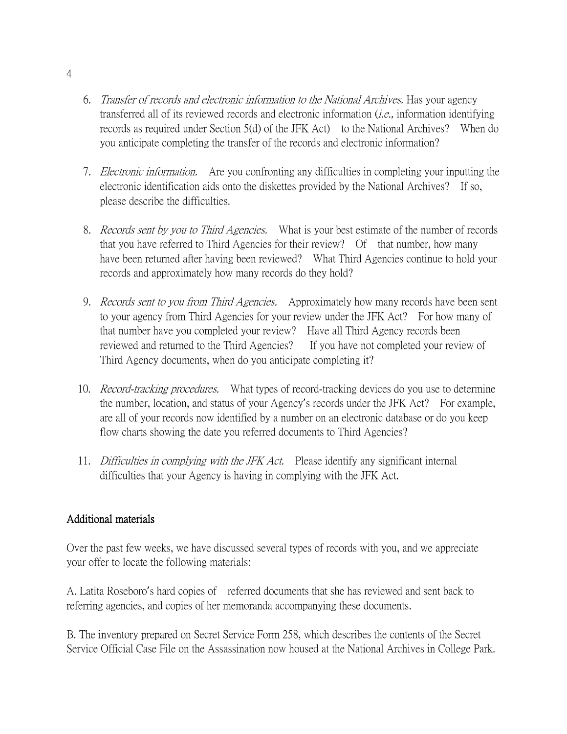6. *Transfer of records and electronic information to the National Archives.* Has your agency transferred all of its reviewed records and electronic information (*i.e.,* information identifying records as required under Section 5(d) of the JFK Act) to the National Archives? When do you anticipate completing the transfer of the records and electronic information?

7. *Electronic information.* Are you confronting any difficulties in completing your inputting the electronic identification aids onto the diskettes provided by the National Archives? If so, please describe the difficulties.

8. *Records sent by you to Third Agencies.* What is your best estimate of the number of records that you have referred to Third Agencies for their review? Of that number, how many have been returned after having been reviewed? What Third Agencies continue to hold your records and approximately how many records do they hold?

9. *Records sent to you from Third Agencies.* Approximately how many records have been sent to your agency from Third Agencies for your review under the JFK Act? For how many of that number have you completed your review? Have all Third Agency records been reviewed and returned to the Third Agencies? If you have not completed your review of Third Agency documents, when do you anticipate completing it?

10. *Record-tracking procedures.* What types of record-tracking devices do you use to determine the number, location, and status of your Agency's records under the JFK Act? For example, are all of your records now identified by a number on an electronic database or do you keep flow charts showing the date you referred documents to Third Agencies?

11. *Difficulties in complying with the JFK Act.* Please identify any significant internal difficulties that your Agency is having in complying with the JFK Act.

## Additional materials

Over the past few weeks, we have discussed several types of records with you, and we appreciate your offer to locate the following materials:

A. Latita Roseboro's hard copies of referred documents that she has reviewed and sent back to referring agencies, and copies of her memoranda accompanying these documents.

B. The inventory prepared on Secret Service Form 258, which describes the contents of the Secret Service Official Case File on the Assassination now housed at the National Archives in College Park.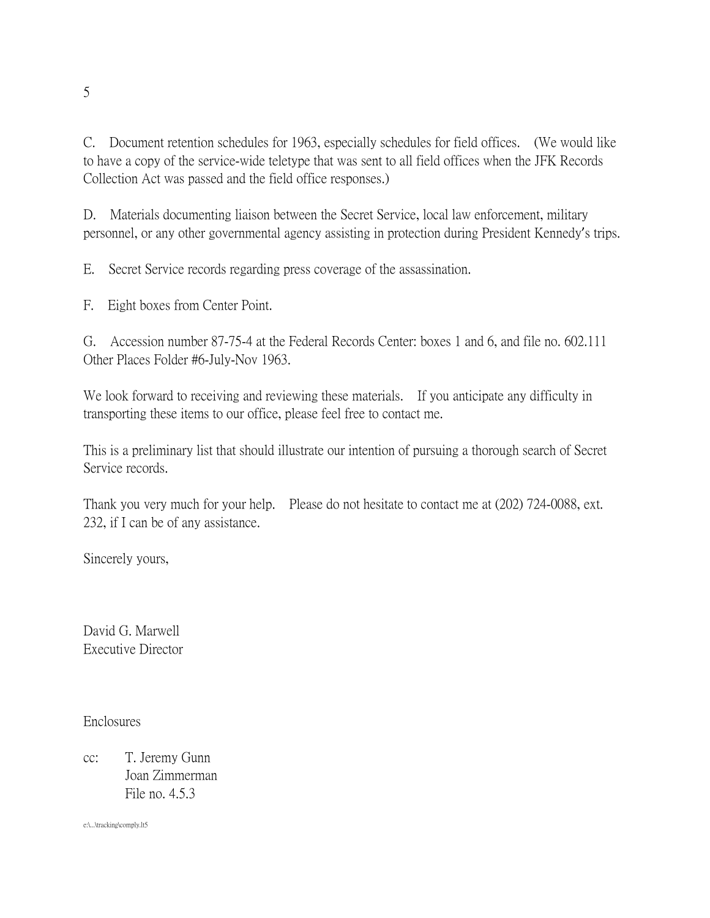C. Document retention schedules for 1963, especially schedules for field offices. (We would like to have a copy of the service-wide teletype that was sent to all field offices when the JFK Records Collection Act was passed and the field office responses.)

D. Materials documenting liaison between the Secret Service, local law enforcement, military personnel, or any other governmental agency assisting in protection during President Kennedy's trips.

E. Secret Service records regarding press coverage of the assassination.

F. Eight boxes from Center Point.

G. Accession number 87-75-4 at the Federal Records Center: boxes 1 and 6, and file no. 602.111 Other Places Folder #6-July-Nov 1963.

We look forward to receiving and reviewing these materials. If you anticipate any difficulty in transporting these items to our office, please feel free to contact me.

This is a preliminary list that should illustrate our intention of pursuing a thorough search of Secret Service records.

Thank you very much for your help. Please do not hesitate to contact me at (202) 724-0088, ext. 232, if I can be of any assistance.

Sincerely yours,

David G. Marwell
Executive Director

Enclosures

cc: T. Jeremy Gunn
Joan Zimmerman
File no. 4.5.3

e:\...\tracking\comply.lt5